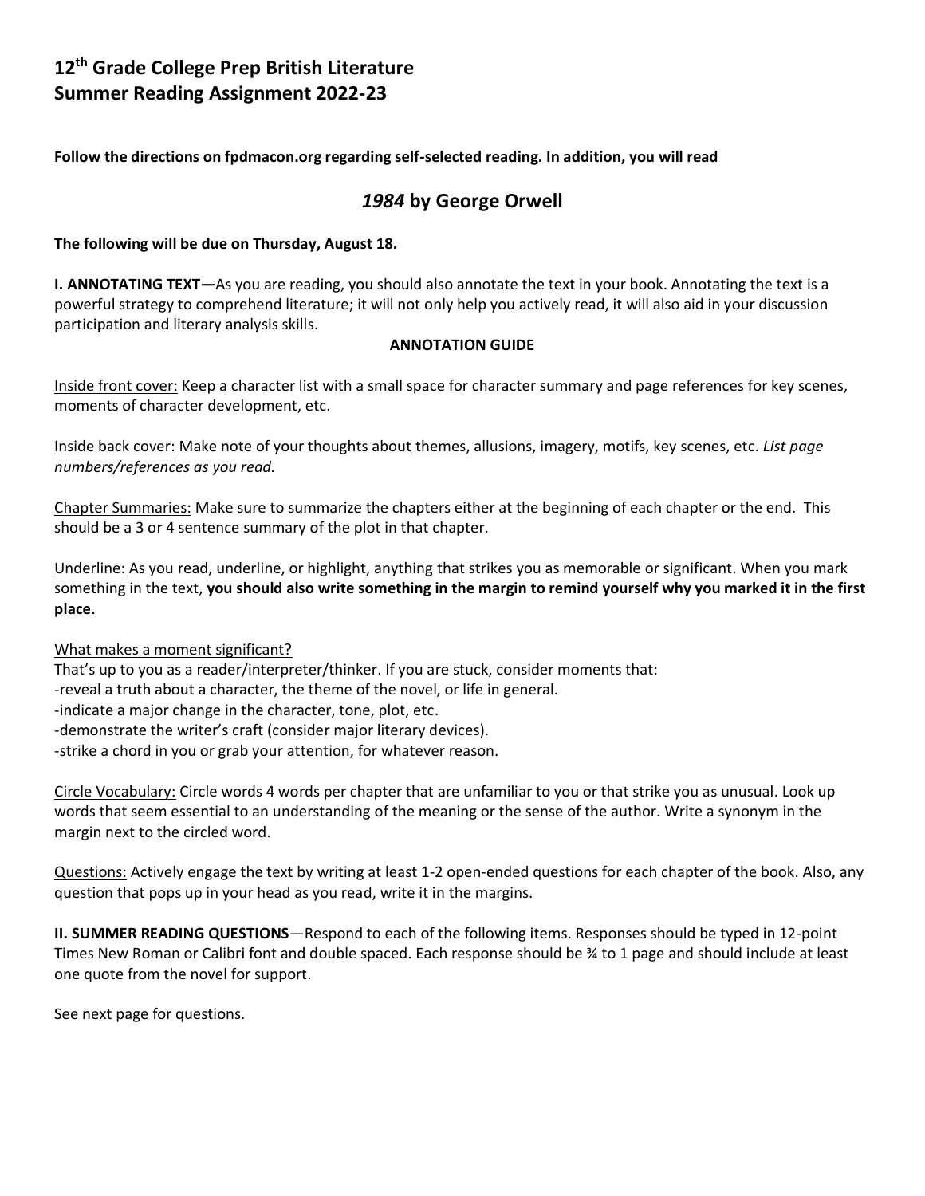# 12th Grade College Prep British Literature
# Summer Reading Assignment 2022-23

**Follow the directions on fpdmacon.org regarding self-selected reading. In addition, you will read**

## *1984* by George Orwell

**The following will be due on Thursday, August 18.**

**I. ANNOTATING TEXT—**As you are reading, you should also annotate the text in your book. Annotating the text is a powerful strategy to comprehend literature; it will not only help you actively read, it will also aid in your discussion participation and literary analysis skills.

**ANNOTATION GUIDE**

Inside front cover: Keep a character list with a small space for character summary and page references for key scenes, moments of character development, etc.

Inside back cover: Make note of your thoughts about themes, allusions, imagery, motifs, key scenes, etc. *List page numbers/references as you read.*

Chapter Summaries: Make sure to summarize the chapters either at the beginning of each chapter or the end. This should be a 3 or 4 sentence summary of the plot in that chapter.

Underline: As you read, underline, or highlight, anything that strikes you as memorable or significant. When you mark something in the text, **you should also write something in the margin to remind yourself why you marked it in the first place.**

What makes a moment significant?
That's up to you as a reader/interpreter/thinker. If you are stuck, consider moments that:
-reveal a truth about a character, the theme of the novel, or life in general.
-indicate a major change in the character, tone, plot, etc.
-demonstrate the writer's craft (consider major literary devices).
-strike a chord in you or grab your attention, for whatever reason.

Circle Vocabulary: Circle words 4 words per chapter that are unfamiliar to you or that strike you as unusual. Look up words that seem essential to an understanding of the meaning or the sense of the author. Write a synonym in the margin next to the circled word.

Questions: Actively engage the text by writing at least 1-2 open-ended questions for each chapter of the book. Also, any question that pops up in your head as you read, write it in the margins.

**II. SUMMER READING QUESTIONS**—Respond to each of the following items. Responses should be typed in 12-point Times New Roman or Calibri font and double spaced. Each response should be ¾ to 1 page and should include at least one quote from the novel for support.

See next page for questions.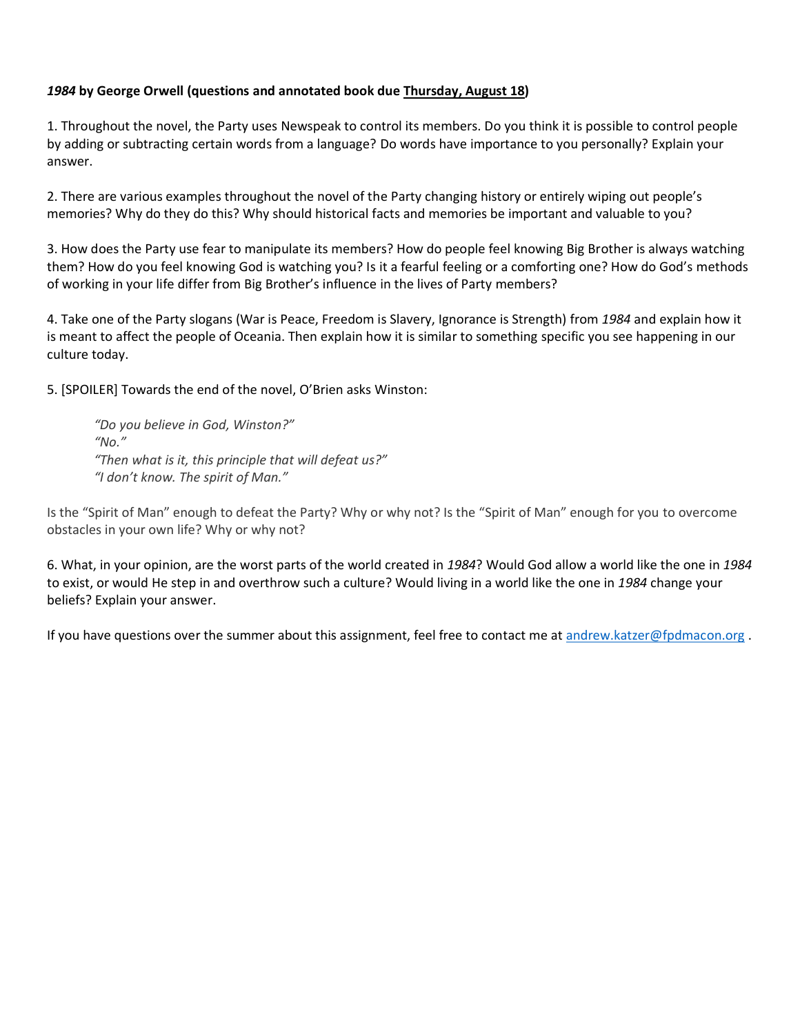***1984* by George Orwell (questions and annotated book due <u>Thursday, August 18</u>)**

1. Throughout the novel, the Party uses Newspeak to control its members. Do you think it is possible to control people by adding or subtracting certain words from a language? Do words have importance to you personally? Explain your answer.

2. There are various examples throughout the novel of the Party changing history or entirely wiping out people's memories? Why do they do this? Why should historical facts and memories be important and valuable to you?

3. How does the Party use fear to manipulate its members? How do people feel knowing Big Brother is always watching them? How do you feel knowing God is watching you? Is it a fearful feeling or a comforting one? How do God's methods of working in your life differ from Big Brother's influence in the lives of Party members?

4. Take one of the Party slogans (War is Peace, Freedom is Slavery, Ignorance is Strength) from *1984* and explain how it is meant to affect the people of Oceania. Then explain how it is similar to something specific you see happening in our culture today.

5. [SPOILER] Towards the end of the novel, O'Brien asks Winston:

> *"Do you believe in God, Winston?"*
> *"No."*
> *"Then what is it, this principle that will defeat us?"*
> *"I don't know. The spirit of Man."*

Is the "Spirit of Man" enough to defeat the Party? Why or why not? Is the "Spirit of Man" enough for you to overcome obstacles in your own life? Why or why not?

6. What, in your opinion, are the worst parts of the world created in *1984*? Would God allow a world like the one in *1984* to exist, or would He step in and overthrow such a culture? Would living in a world like the one in *1984* change your beliefs? Explain your answer.

If you have questions over the summer about this assignment, feel free to contact me at andrew.katzer@fpdmacon.org .